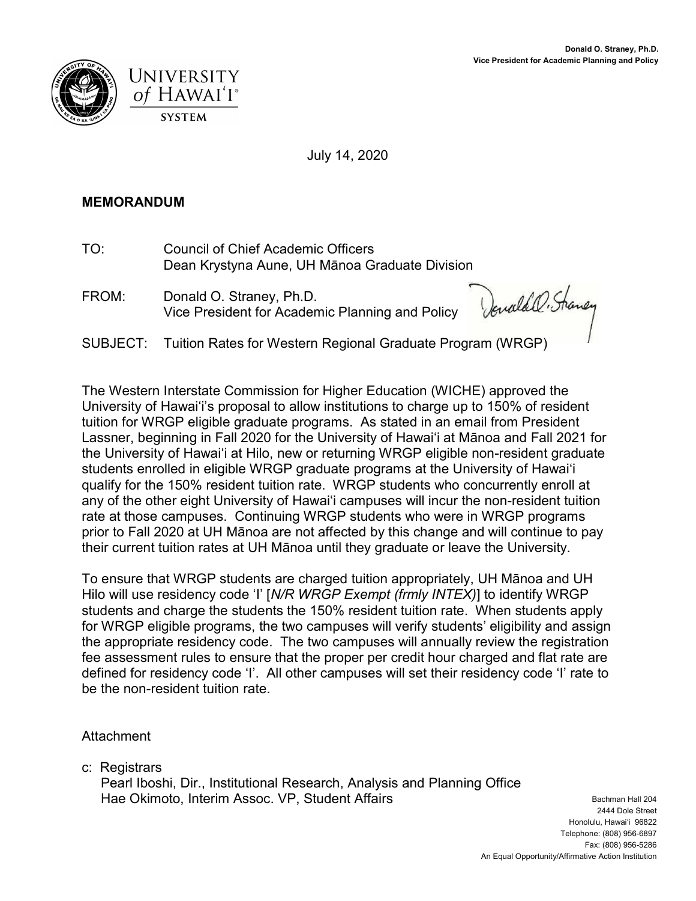**Donald O. Straney, Ph.D.**
**Vice President for Academic Planning and Policy**

UNIVERSITY of HAWAIʻI® SYSTEM

July 14, 2020

**MEMORANDUM**

TO: Council of Chief Academic Officers
Dean Krystyna Aune, UH Mānoa Graduate Division

FROM: Donald O. Straney, Ph.D.
Vice President for Academic Planning and Policy

SUBJECT: Tuition Rates for Western Regional Graduate Program (WRGP)

The Western Interstate Commission for Higher Education (WICHE) approved the University of Hawaiʻi's proposal to allow institutions to charge up to 150% of resident tuition for WRGP eligible graduate programs. As stated in an email from President Lassner, beginning in Fall 2020 for the University of Hawaiʻi at Mānoa and Fall 2021 for the University of Hawaiʻi at Hilo, new or returning WRGP eligible non-resident graduate students enrolled in eligible WRGP graduate programs at the University of Hawaiʻi qualify for the 150% resident tuition rate. WRGP students who concurrently enroll at any of the other eight University of Hawaiʻi campuses will incur the non-resident tuition rate at those campuses. Continuing WRGP students who were in WRGP programs prior to Fall 2020 at UH Mānoa are not affected by this change and will continue to pay their current tuition rates at UH Mānoa until they graduate or leave the University.

To ensure that WRGP students are charged tuition appropriately, UH Mānoa and UH Hilo will use residency code 'I' [*N/R WRGP Exempt (frmly INTEX)*] to identify WRGP students and charge the students the 150% resident tuition rate. When students apply for WRGP eligible programs, the two campuses will verify students' eligibility and assign the appropriate residency code. The two campuses will annually review the registration fee assessment rules to ensure that the proper per credit hour charged and flat rate are defined for residency code 'I'. All other campuses will set their residency code 'I' rate to be the non-resident tuition rate.

Attachment

c: Registrars
Pearl Iboshi, Dir., Institutional Research, Analysis and Planning Office
Hae Okimoto, Interim Assoc. VP, Student Affairs

Bachman Hall 204
2444 Dole Street
Honolulu, Hawaiʻi 96822
Telephone: (808) 956-6897
Fax: (808) 956-5286
An Equal Opportunity/Affirmative Action Institution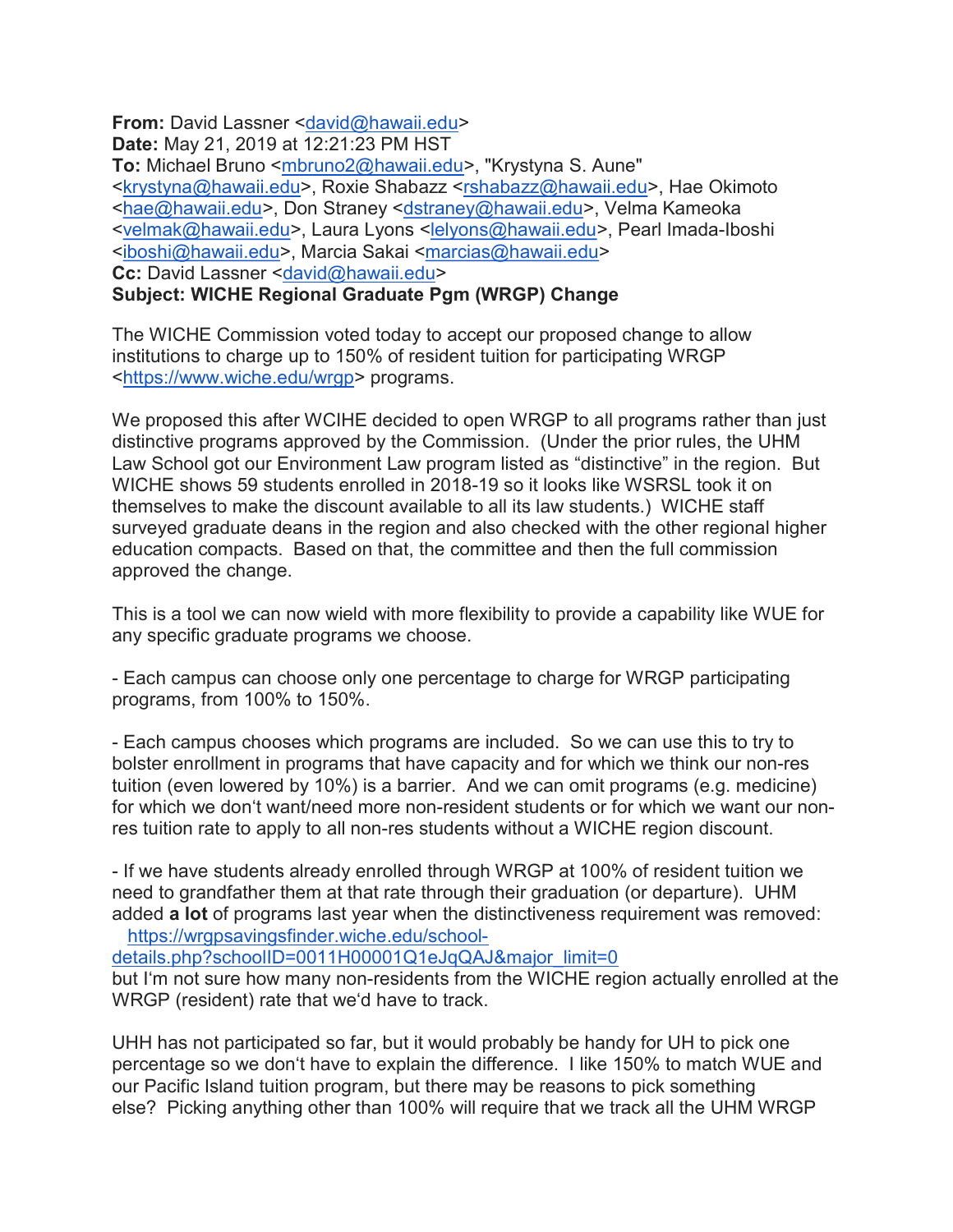**From:** David Lassner <david@hawaii.edu>
**Date:** May 21, 2019 at 12:21:23 PM HST
**To:** Michael Bruno <mbruno2@hawaii.edu>, "Krystyna S. Aune" <krystyna@hawaii.edu>, Roxie Shabazz <rshabazz@hawaii.edu>, Hae Okimoto <hae@hawaii.edu>, Don Straney <dstraney@hawaii.edu>, Velma Kameoka <velmak@hawaii.edu>, Laura Lyons <lelyons@hawaii.edu>, Pearl Imada-Iboshi <iboshi@hawaii.edu>, Marcia Sakai <marcias@hawaii.edu>
**Cc:** David Lassner <david@hawaii.edu>
**Subject: WICHE Regional Graduate Pgm (WRGP) Change**

The WICHE Commission voted today to accept our proposed change to allow institutions to charge up to 150% of resident tuition for participating WRGP <https://www.wiche.edu/wrgp> programs.

We proposed this after WCIHE decided to open WRGP to all programs rather than just distinctive programs approved by the Commission. (Under the prior rules, the UHM Law School got our Environment Law program listed as "distinctive" in the region. But WICHE shows 59 students enrolled in 2018-19 so it looks like WSRSL took it on themselves to make the discount available to all its law students.) WICHE staff surveyed graduate deans in the region and also checked with the other regional higher education compacts. Based on that, the committee and then the full commission approved the change.

This is a tool we can now wield with more flexibility to provide a capability like WUE for any specific graduate programs we choose.

- Each campus can choose only one percentage to charge for WRGP participating programs, from 100% to 150%.

- Each campus chooses which programs are included. So we can use this to try to bolster enrollment in programs that have capacity and for which we think our non-res tuition (even lowered by 10%) is a barrier. And we can omit programs (e.g. medicine) for which we don't want/need more non-resident students or for which we want our non-res tuition rate to apply to all non-res students without a WICHE region discount.

- If we have students already enrolled through WRGP at 100% of resident tuition we need to grandfather them at that rate through their graduation (or departure). UHM added **a lot** of programs last year when the distinctiveness requirement was removed:
https://wrgpsavingsfinder.wiche.edu/school-details.php?schoolID=0011H00001Q1eJqQAJ&major_limit=0
but I'm not sure how many non-residents from the WICHE region actually enrolled at the WRGP (resident) rate that we'd have to track.

UHH has not participated so far, but it would probably be handy for UH to pick one percentage so we don't have to explain the difference. I like 150% to match WUE and our Pacific Island tuition program, but there may be reasons to pick something else? Picking anything other than 100% will require that we track all the UHM WRGP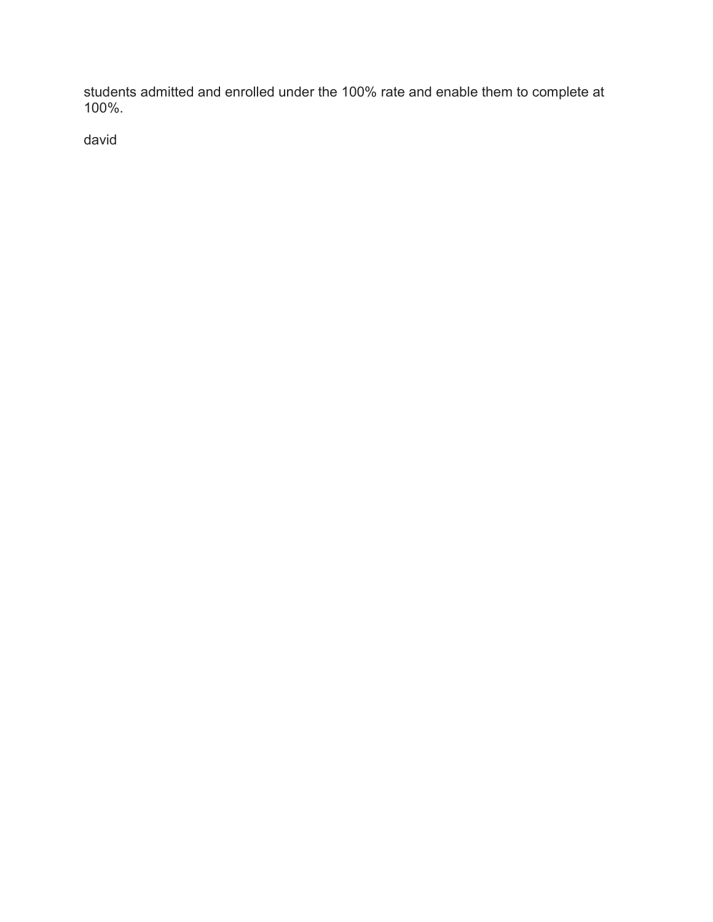students admitted and enrolled under the 100% rate and enable them to complete at 100%.

david